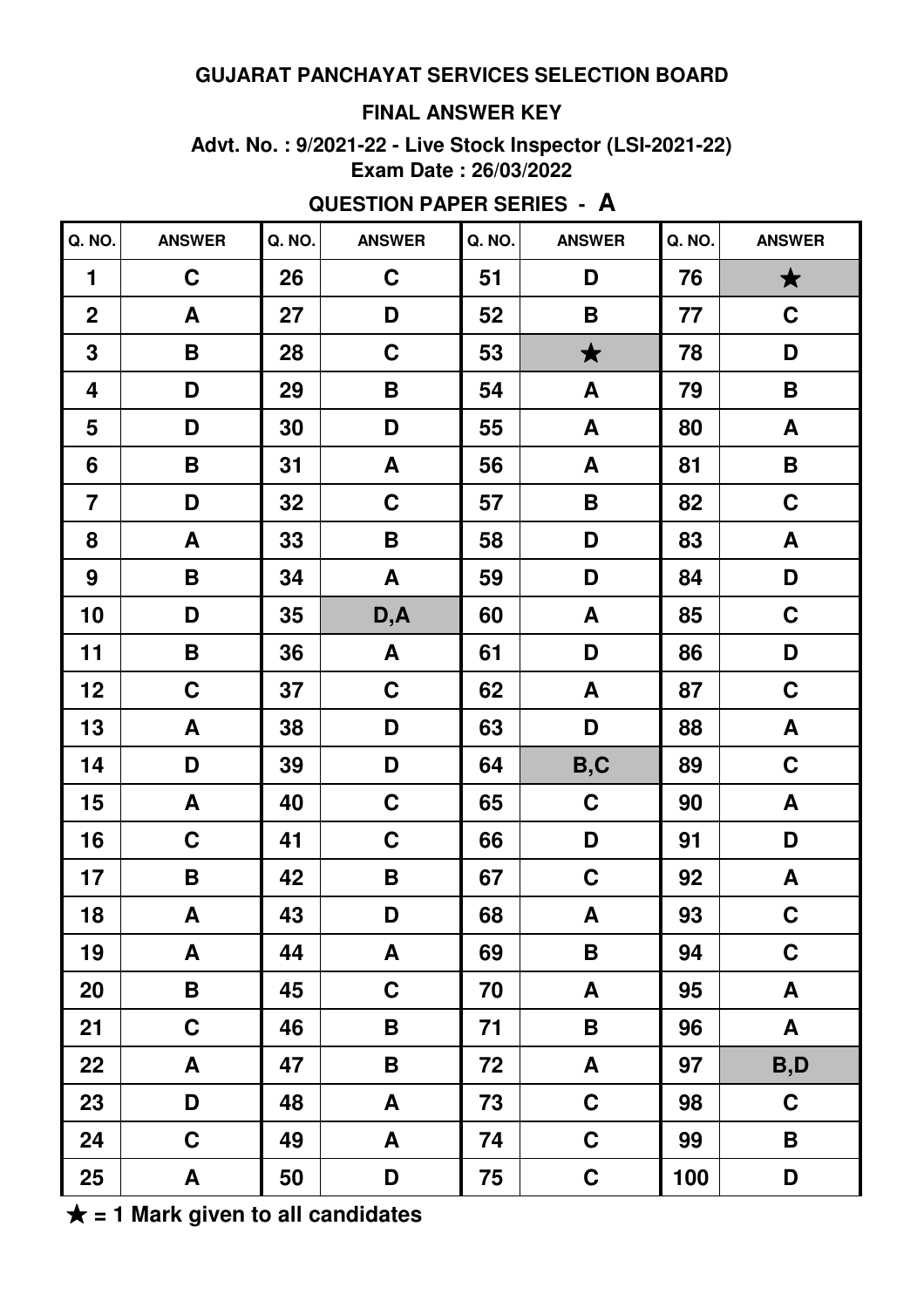# GUJARAT PANCHAYAT SERVICES SELECTION BOARD

## FINAL ANSWER KEY

**Advt. No. : 9/2021-22 - Live Stock Inspector (LSI-2021-22)**
**Exam Date : 26/03/2022**

**QUESTION PAPER SERIES - A**

| Q. NO. | ANSWER | Q. NO. | ANSWER | Q. NO. | ANSWER | Q. NO. | ANSWER |
|---|---|---|---|---|---|---|---|
| 1 | C | 26 | C | 51 | D | 76 | ★ |
| 2 | A | 27 | D | 52 | B | 77 | C |
| 3 | B | 28 | C | 53 | ★ | 78 | D |
| 4 | D | 29 | B | 54 | A | 79 | B |
| 5 | D | 30 | D | 55 | A | 80 | A |
| 6 | B | 31 | A | 56 | A | 81 | B |
| 7 | D | 32 | C | 57 | B | 82 | C |
| 8 | A | 33 | B | 58 | D | 83 | A |
| 9 | B | 34 | A | 59 | D | 84 | D |
| 10 | D | 35 | D,A | 60 | A | 85 | C |
| 11 | B | 36 | A | 61 | D | 86 | D |
| 12 | C | 37 | C | 62 | A | 87 | C |
| 13 | A | 38 | D | 63 | D | 88 | A |
| 14 | D | 39 | D | 64 | B,C | 89 | C |
| 15 | A | 40 | C | 65 | C | 90 | A |
| 16 | C | 41 | C | 66 | D | 91 | D |
| 17 | B | 42 | B | 67 | C | 92 | A |
| 18 | A | 43 | D | 68 | A | 93 | C |
| 19 | A | 44 | A | 69 | B | 94 | C |
| 20 | B | 45 | C | 70 | A | 95 | A |
| 21 | C | 46 | B | 71 | B | 96 | A |
| 22 | A | 47 | B | 72 | A | 97 | B,D |
| 23 | D | 48 | A | 73 | C | 98 | C |
| 24 | C | 49 | A | 74 | C | 99 | B |
| 25 | A | 50 | D | 75 | C | 100 | D |

★ = 1 Mark given to all candidates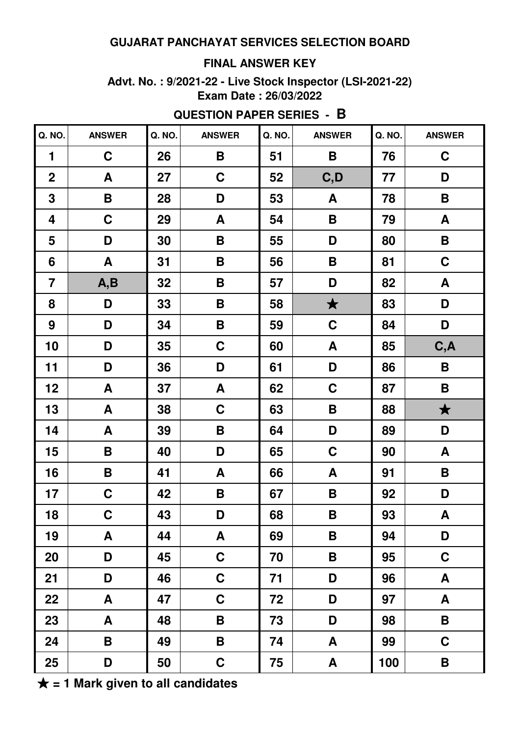**GUJARAT PANCHAYAT SERVICES SELECTION BOARD**

**FINAL ANSWER KEY**

**Advt. No. : 9/2021-22 - Live Stock Inspector (LSI-2021-22)**
**Exam Date : 26/03/2022**

**QUESTION PAPER SERIES - B**

| Q. NO. | ANSWER | Q. NO. | ANSWER | Q. NO. | ANSWER | Q. NO. | ANSWER |
|---|---|---|---|---|---|---|---|
| 1 | C | 26 | B | 51 | B | 76 | C |
| 2 | A | 27 | C | 52 | C,D | 77 | D |
| 3 | B | 28 | D | 53 | A | 78 | B |
| 4 | C | 29 | A | 54 | B | 79 | A |
| 5 | D | 30 | B | 55 | D | 80 | B |
| 6 | A | 31 | B | 56 | B | 81 | C |
| 7 | A,B | 32 | B | 57 | D | 82 | A |
| 8 | D | 33 | B | 58 | ★ | 83 | D |
| 9 | D | 34 | B | 59 | C | 84 | D |
| 10 | D | 35 | C | 60 | A | 85 | C,A |
| 11 | D | 36 | D | 61 | D | 86 | B |
| 12 | A | 37 | A | 62 | C | 87 | B |
| 13 | A | 38 | C | 63 | B | 88 | ★ |
| 14 | A | 39 | B | 64 | D | 89 | D |
| 15 | B | 40 | D | 65 | C | 90 | A |
| 16 | B | 41 | A | 66 | A | 91 | B |
| 17 | C | 42 | B | 67 | B | 92 | D |
| 18 | C | 43 | D | 68 | B | 93 | A |
| 19 | A | 44 | A | 69 | B | 94 | D |
| 20 | D | 45 | C | 70 | B | 95 | C |
| 21 | D | 46 | C | 71 | D | 96 | A |
| 22 | A | 47 | C | 72 | D | 97 | A |
| 23 | A | 48 | B | 73 | D | 98 | B |
| 24 | B | 49 | B | 74 | A | 99 | C |
| 25 | D | 50 | C | 75 | A | 100 | B |

**★ = 1 Mark given to all candidates**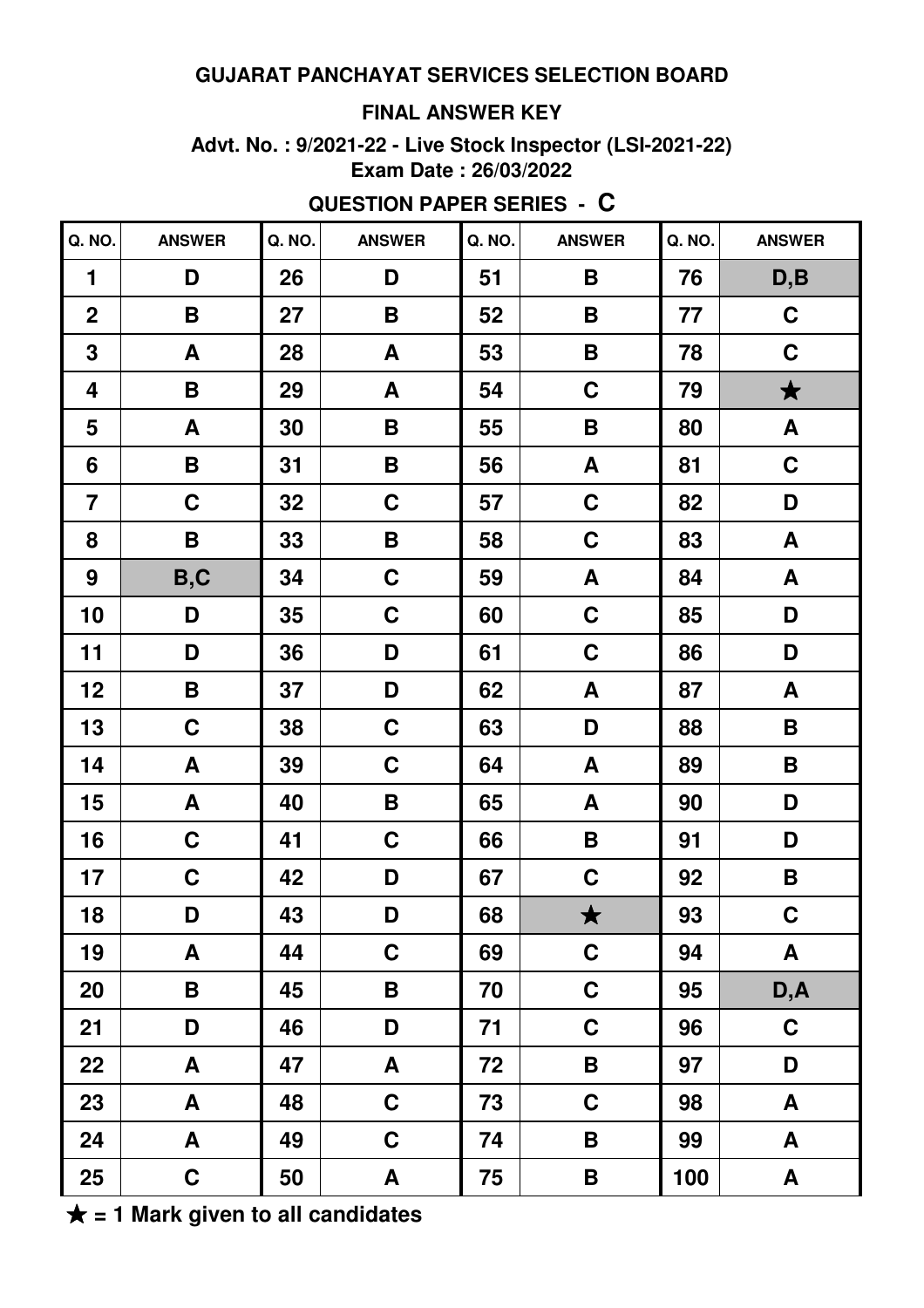**GUJARAT PANCHAYAT SERVICES SELECTION BOARD**

**FINAL ANSWER KEY**

**Advt. No. : 9/2021-22 - Live Stock Inspector (LSI-2021-22)**
**Exam Date : 26/03/2022**

**QUESTION PAPER SERIES - C**

| Q. NO. | ANSWER | Q. NO. | ANSWER | Q. NO. | ANSWER | Q. NO. | ANSWER |
|---|---|---|---|---|---|---|---|
| 1 | D | 26 | D | 51 | B | 76 | D,B |
| 2 | B | 27 | B | 52 | B | 77 | C |
| 3 | A | 28 | A | 53 | B | 78 | C |
| 4 | B | 29 | A | 54 | C | 79 | ★ |
| 5 | A | 30 | B | 55 | B | 80 | A |
| 6 | B | 31 | B | 56 | A | 81 | C |
| 7 | C | 32 | C | 57 | C | 82 | D |
| 8 | B | 33 | B | 58 | C | 83 | A |
| 9 | B,C | 34 | C | 59 | A | 84 | A |
| 10 | D | 35 | C | 60 | C | 85 | D |
| 11 | D | 36 | D | 61 | C | 86 | D |
| 12 | B | 37 | D | 62 | A | 87 | A |
| 13 | C | 38 | C | 63 | D | 88 | B |
| 14 | A | 39 | C | 64 | A | 89 | B |
| 15 | A | 40 | B | 65 | A | 90 | D |
| 16 | C | 41 | C | 66 | B | 91 | D |
| 17 | C | 42 | D | 67 | C | 92 | B |
| 18 | D | 43 | D | 68 | ★ | 93 | C |
| 19 | A | 44 | C | 69 | C | 94 | A |
| 20 | B | 45 | B | 70 | C | 95 | D,A |
| 21 | D | 46 | D | 71 | C | 96 | C |
| 22 | A | 47 | A | 72 | B | 97 | D |
| 23 | A | 48 | C | 73 | C | 98 | A |
| 24 | A | 49 | C | 74 | B | 99 | A |
| 25 | C | 50 | A | 75 | B | 100 | A |

**★ = 1 Mark given to all candidates**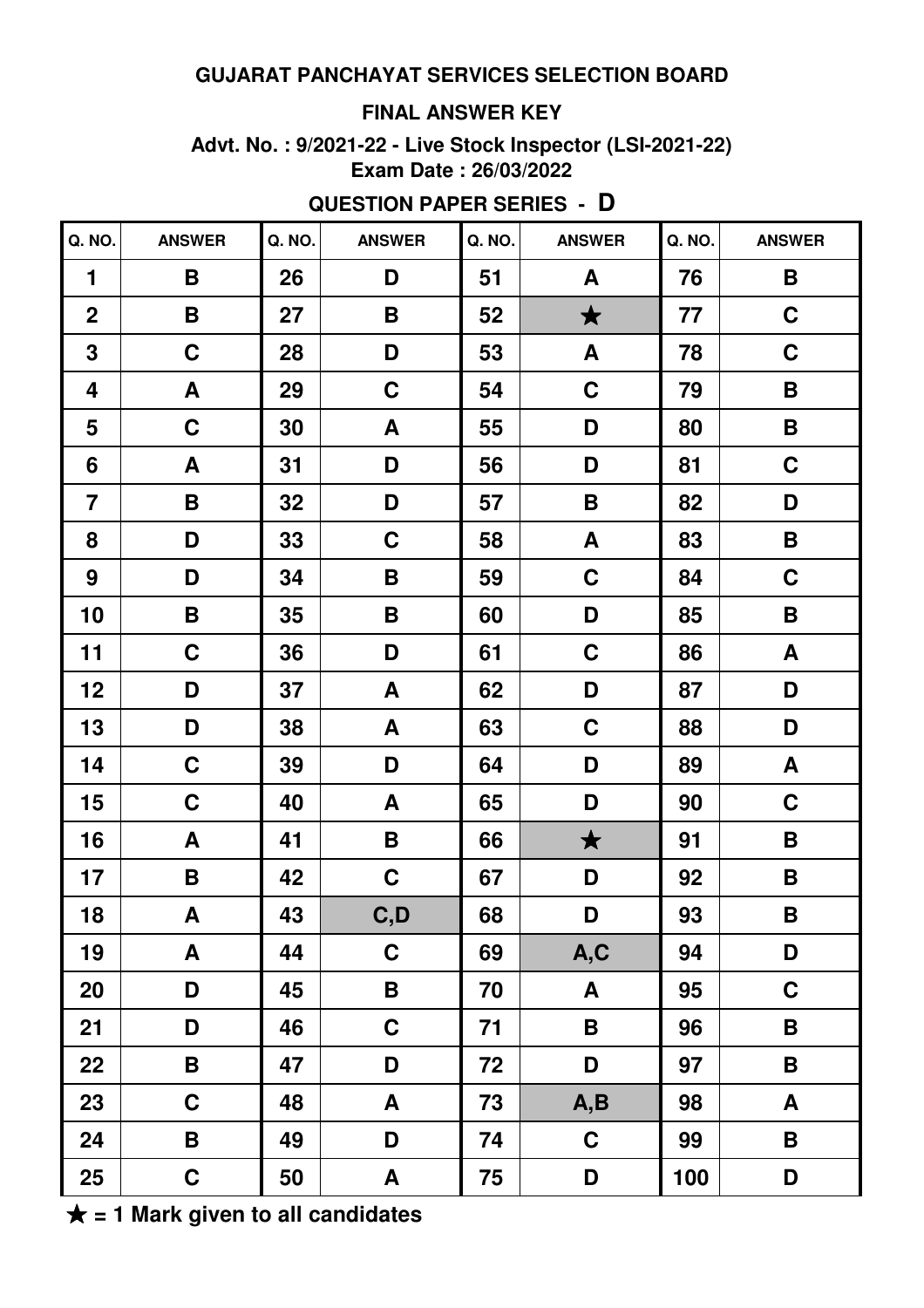**GUJARAT PANCHAYAT SERVICES SELECTION BOARD**

**FINAL ANSWER KEY**

**Advt. No. : 9/2021-22 - Live Stock Inspector (LSI-2021-22)**
**Exam Date : 26/03/2022**

**QUESTION PAPER SERIES - D**

| Q. NO. | ANSWER | Q. NO. | ANSWER | Q. NO. | ANSWER | Q. NO. | ANSWER |
|---|---|---|---|---|---|---|---|
| 1 | B | 26 | D | 51 | A | 76 | B |
| 2 | B | 27 | B | 52 | ★ | 77 | C |
| 3 | C | 28 | D | 53 | A | 78 | C |
| 4 | A | 29 | C | 54 | C | 79 | B |
| 5 | C | 30 | A | 55 | D | 80 | B |
| 6 | A | 31 | D | 56 | D | 81 | C |
| 7 | B | 32 | D | 57 | B | 82 | D |
| 8 | D | 33 | C | 58 | A | 83 | B |
| 9 | D | 34 | B | 59 | C | 84 | C |
| 10 | B | 35 | B | 60 | D | 85 | B |
| 11 | C | 36 | D | 61 | C | 86 | A |
| 12 | D | 37 | A | 62 | D | 87 | D |
| 13 | D | 38 | A | 63 | C | 88 | D |
| 14 | C | 39 | D | 64 | D | 89 | A |
| 15 | C | 40 | A | 65 | D | 90 | C |
| 16 | A | 41 | B | 66 | ★ | 91 | B |
| 17 | B | 42 | C | 67 | D | 92 | B |
| 18 | A | 43 | C,D | 68 | D | 93 | B |
| 19 | A | 44 | C | 69 | A,C | 94 | D |
| 20 | D | 45 | B | 70 | A | 95 | C |
| 21 | D | 46 | C | 71 | B | 96 | B |
| 22 | B | 47 | D | 72 | D | 97 | B |
| 23 | C | 48 | A | 73 | A,B | 98 | A |
| 24 | B | 49 | D | 74 | C | 99 | B |
| 25 | C | 50 | A | 75 | D | 100 | D |

**★ = 1 Mark given to all candidates**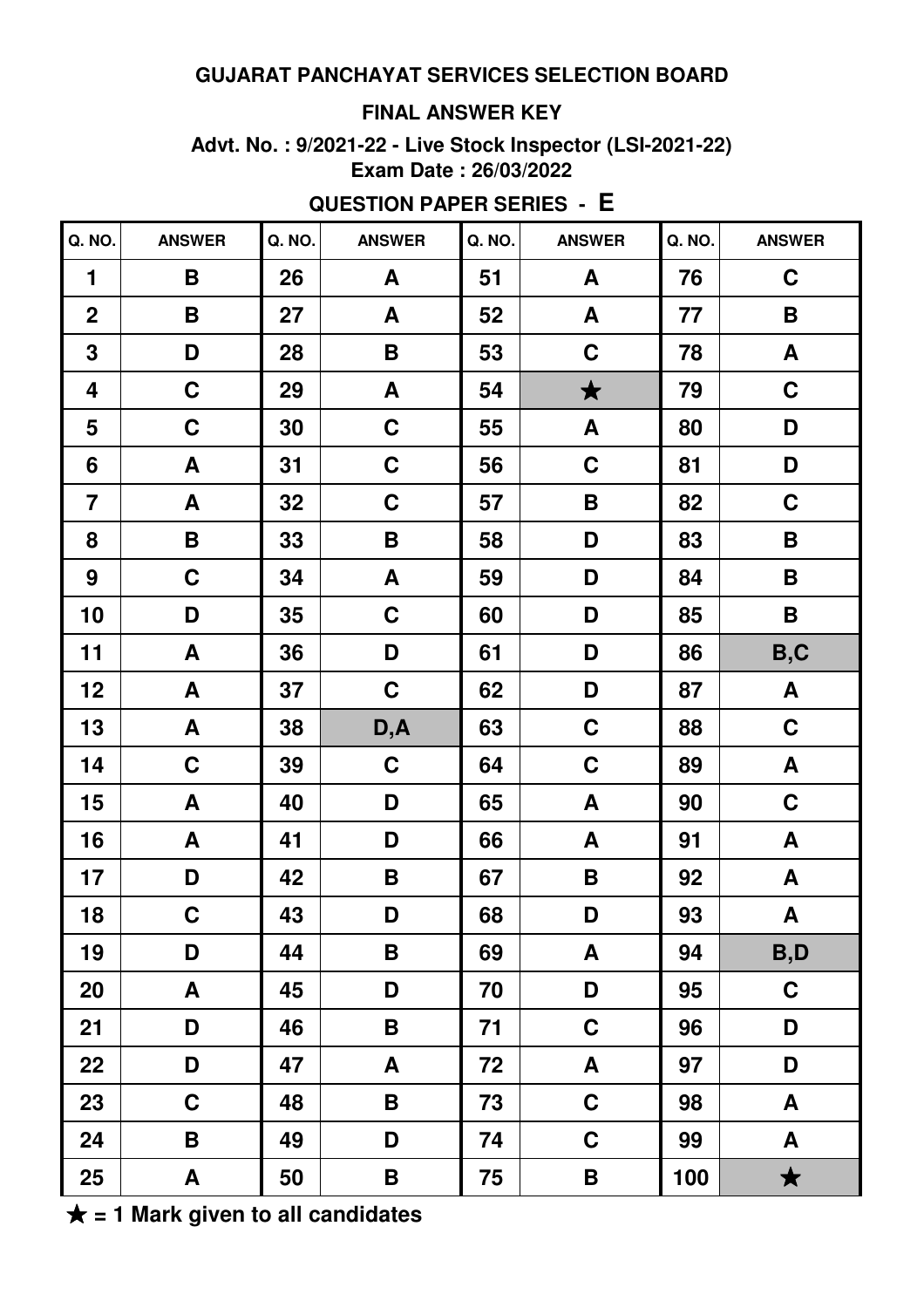# GUJARAT PANCHAYAT SERVICES SELECTION BOARD

## FINAL ANSWER KEY

**Advt. No. : 9/2021-22 - Live Stock Inspector (LSI-2021-22)**
**Exam Date : 26/03/2022**

### QUESTION PAPER SERIES - E

| Q. NO. | ANSWER | Q. NO. | ANSWER | Q. NO. | ANSWER | Q. NO. | ANSWER |
|---|---|---|---|---|---|---|---|
| 1 | B | 26 | A | 51 | A | 76 | C |
| 2 | B | 27 | A | 52 | A | 77 | B |
| 3 | D | 28 | B | 53 | C | 78 | A |
| 4 | C | 29 | A | 54 | ★ | 79 | C |
| 5 | C | 30 | C | 55 | A | 80 | D |
| 6 | A | 31 | C | 56 | C | 81 | D |
| 7 | A | 32 | C | 57 | B | 82 | C |
| 8 | B | 33 | B | 58 | D | 83 | B |
| 9 | C | 34 | A | 59 | D | 84 | B |
| 10 | D | 35 | C | 60 | D | 85 | B |
| 11 | A | 36 | D | 61 | D | 86 | B,C |
| 12 | A | 37 | C | 62 | D | 87 | A |
| 13 | A | 38 | D,A | 63 | C | 88 | C |
| 14 | C | 39 | C | 64 | C | 89 | A |
| 15 | A | 40 | D | 65 | A | 90 | C |
| 16 | A | 41 | D | 66 | A | 91 | A |
| 17 | D | 42 | B | 67 | B | 92 | A |
| 18 | C | 43 | D | 68 | D | 93 | A |
| 19 | D | 44 | B | 69 | A | 94 | B,D |
| 20 | A | 45 | D | 70 | D | 95 | C |
| 21 | D | 46 | B | 71 | C | 96 | D |
| 22 | D | 47 | A | 72 | A | 97 | D |
| 23 | C | 48 | B | 73 | C | 98 | A |
| 24 | B | 49 | D | 74 | C | 99 | A |
| 25 | A | 50 | B | 75 | B | 100 | ★ |

★ = 1 Mark given to all candidates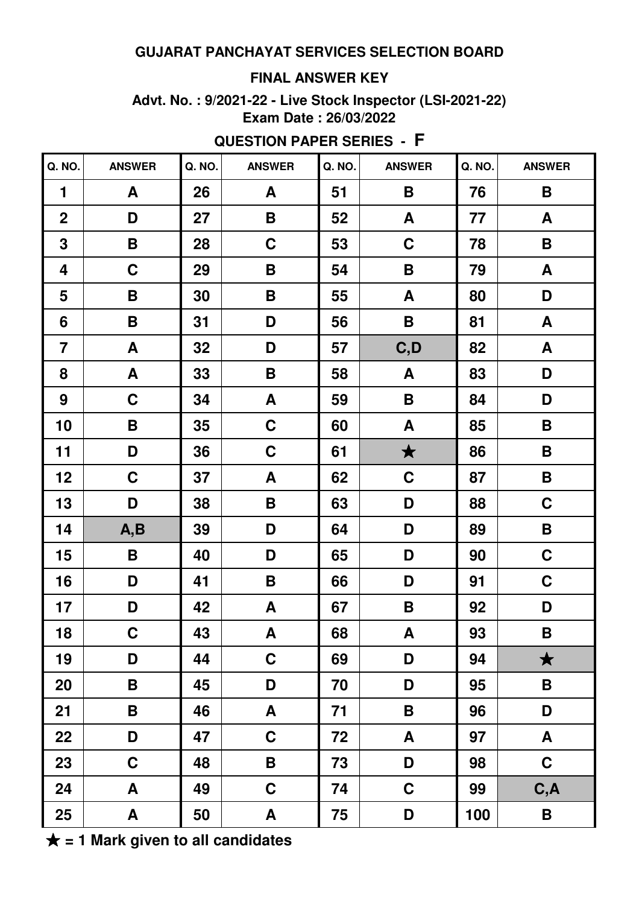# GUJARAT PANCHAYAT SERVICES SELECTION BOARD

## FINAL ANSWER KEY

**Advt. No. : 9/2021-22 - Live Stock Inspector (LSI-2021-22)**
**Exam Date : 26/03/2022**

### QUESTION PAPER SERIES - F

| Q. NO. | ANSWER | Q. NO. | ANSWER | Q. NO. | ANSWER | Q. NO. | ANSWER |
|---|---|---|---|---|---|---|---|
| 1 | A | 26 | A | 51 | B | 76 | B |
| 2 | D | 27 | B | 52 | A | 77 | A |
| 3 | B | 28 | C | 53 | C | 78 | B |
| 4 | C | 29 | B | 54 | B | 79 | A |
| 5 | B | 30 | B | 55 | A | 80 | D |
| 6 | B | 31 | D | 56 | B | 81 | A |
| 7 | A | 32 | D | 57 | C,D | 82 | A |
| 8 | A | 33 | B | 58 | A | 83 | D |
| 9 | C | 34 | A | 59 | B | 84 | D |
| 10 | B | 35 | C | 60 | A | 85 | B |
| 11 | D | 36 | C | 61 | ★ | 86 | B |
| 12 | C | 37 | A | 62 | C | 87 | B |
| 13 | D | 38 | B | 63 | D | 88 | C |
| 14 | A,B | 39 | D | 64 | D | 89 | B |
| 15 | B | 40 | D | 65 | D | 90 | C |
| 16 | D | 41 | B | 66 | D | 91 | C |
| 17 | D | 42 | A | 67 | B | 92 | D |
| 18 | C | 43 | A | 68 | A | 93 | B |
| 19 | D | 44 | C | 69 | D | 94 | ★ |
| 20 | B | 45 | D | 70 | D | 95 | B |
| 21 | B | 46 | A | 71 | B | 96 | D |
| 22 | D | 47 | C | 72 | A | 97 | A |
| 23 | C | 48 | B | 73 | D | 98 | C |
| 24 | A | 49 | C | 74 | C | 99 | C,A |
| 25 | A | 50 | A | 75 | D | 100 | B |

★ = 1 Mark given to all candidates